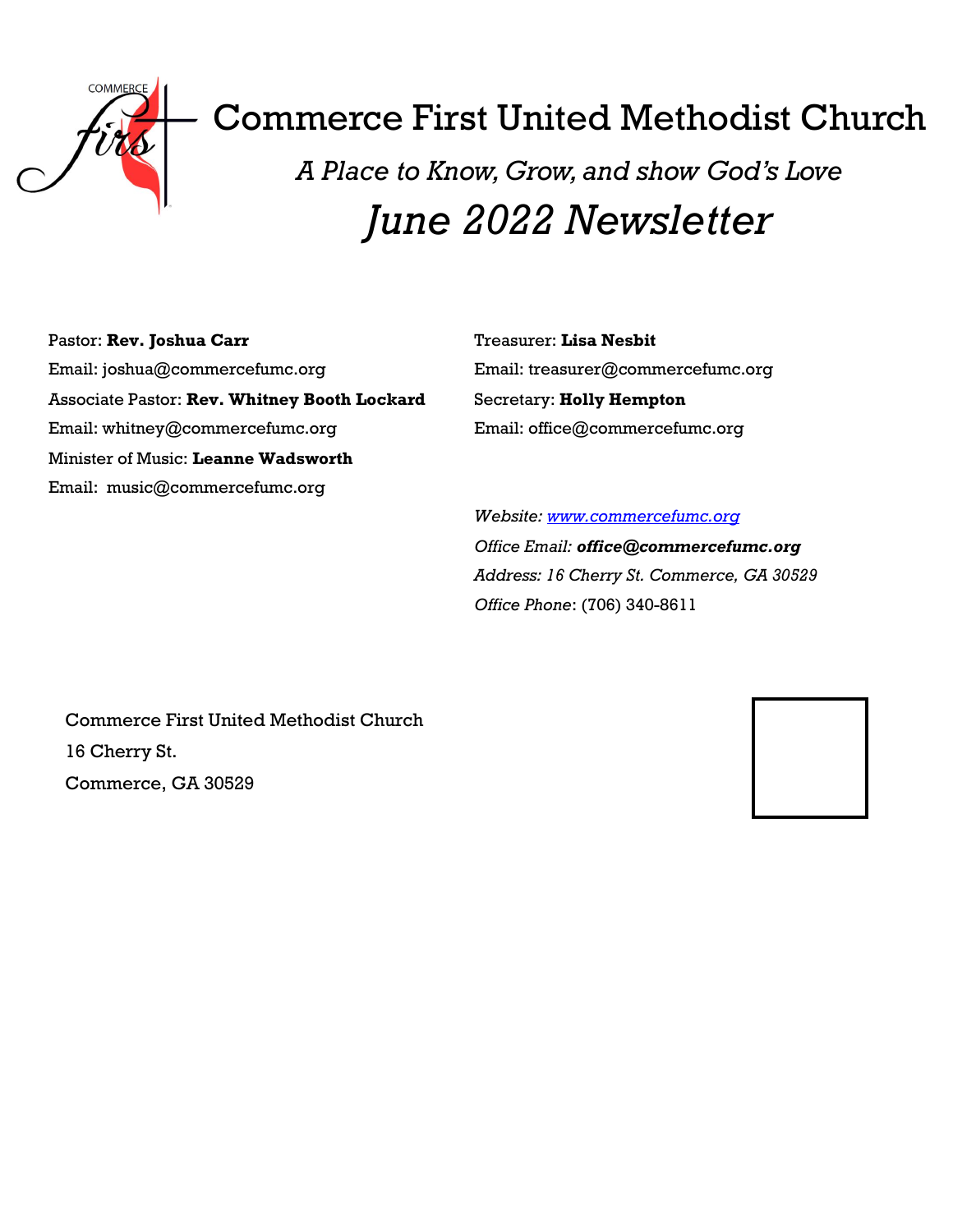# Commerce First United Methodist Church

*A Place to Know, Grow, and show God's Love*

# *June 2022 Newsletter*

Pastor: **Rev. Joshua Carr**
Email: joshua@commercefumc.org
Associate Pastor: **Rev. Whitney Booth Lockard**
Email: whitney@commercefumc.org
Minister of Music: **Leanne Wadsworth**
Email: music@commercefumc.org

Treasurer: **Lisa Nesbit**
Email: treasurer@commercefumc.org
Secretary: **Holly Hempton**
Email: office@commercefumc.org

*Website: www.commercefumc.org*
*Office Email:* ***office@commercefumc.org***
*Address: 16 Cherry St. Commerce, GA 30529*
*Office Phone*: (706) 340-8611

Commerce First United Methodist Church
16 Cherry St.
Commerce, GA 30529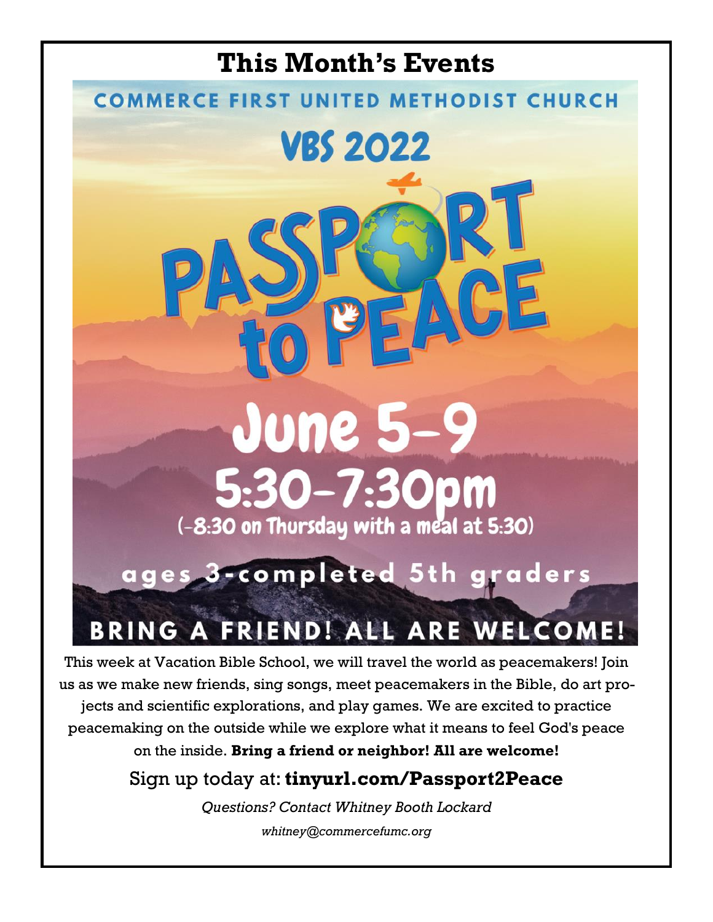# This Month's Events

COMMERCE FIRST UNITED METHODIST CHURCH

VBS 2022

PASSPORT to PEACE

June 5-9

5:30-7:30pm

(-8:30 on Thursday with a meal at 5:30)

ages 3-completed 5th graders

BRING A FRIEND! ALL ARE WELCOME!

This week at Vacation Bible School, we will travel the world as peacemakers! Join us as we make new friends, sing songs, meet peacemakers in the Bible, do art projects and scientific explorations, and play games. We are excited to practice peacemaking on the outside while we explore what it means to feel God's peace on the inside. **Bring a friend or neighbor! All are welcome!**

Sign up today at: **tinyurl.com/Passport2Peace**

*Questions? Contact Whitney Booth Lockard*

*whitney@commercefumc.org*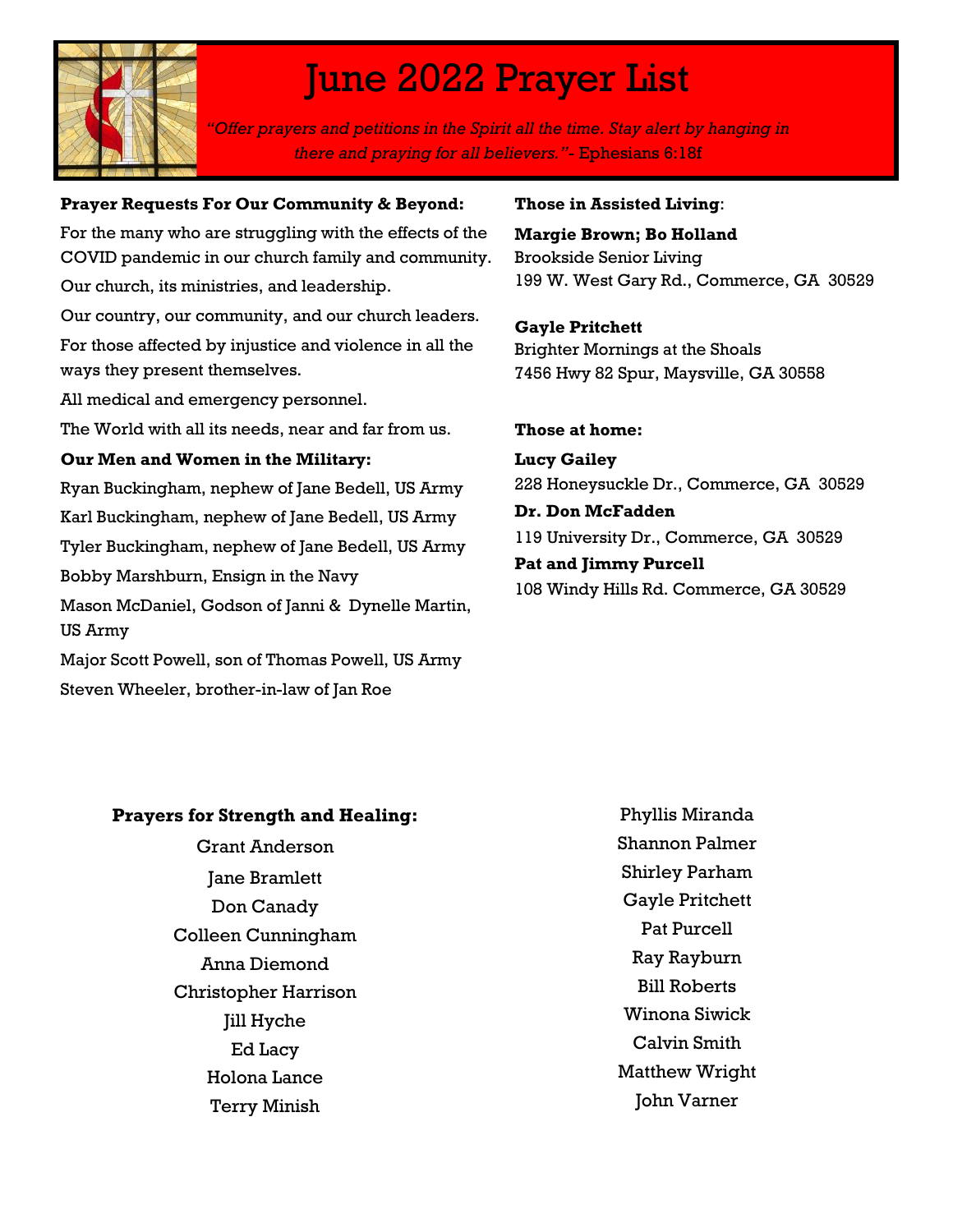# June 2022 Prayer List

*"Offer prayers and petitions in the Spirit all the time. Stay alert by hanging in there and praying for all believers."*- Ephesians 6:18f

**Prayer Requests For Our Community & Beyond:**

For the many who are struggling with the effects of the COVID pandemic in our church family and community.

Our church, its ministries, and leadership.

Our country, our community, and our church leaders.

For those affected by injustice and violence in all the ways they present themselves.

All medical and emergency personnel.

The World with all its needs, near and far from us.

**Our Men and Women in the Military:**

Ryan Buckingham, nephew of Jane Bedell, US Army

Karl Buckingham, nephew of Jane Bedell, US Army

Tyler Buckingham, nephew of Jane Bedell, US Army

Bobby Marshburn, Ensign in the Navy

Mason McDaniel, Godson of Janni & Dynelle Martin, US Army

Major Scott Powell, son of Thomas Powell, US Army

Steven Wheeler, brother-in-law of Jan Roe

**Those in Assisted Living**:

**Margie Brown; Bo Holland**
Brookside Senior Living
199 W. West Gary Rd., Commerce, GA 30529

**Gayle Pritchett**
Brighter Mornings at the Shoals
7456 Hwy 82 Spur, Maysville, GA 30558

**Those at home:**

**Lucy Gailey**
228 Honeysuckle Dr., Commerce, GA 30529

**Dr. Don McFadden**
119 University Dr., Commerce, GA 30529

**Pat and Jimmy Purcell**
108 Windy Hills Rd. Commerce, GA 30529

**Prayers for Strength and Healing:**

Grant Anderson
Jane Bramlett
Don Canady
Colleen Cunningham
Anna Diemond
Christopher Harrison
Jill Hyche
Ed Lacy
Holona Lance
Terry Minish
Phyllis Miranda
Shannon Palmer
Shirley Parham
Gayle Pritchett
Pat Purcell
Ray Rayburn
Bill Roberts
Winona Siwick
Calvin Smith
Matthew Wright
John Varner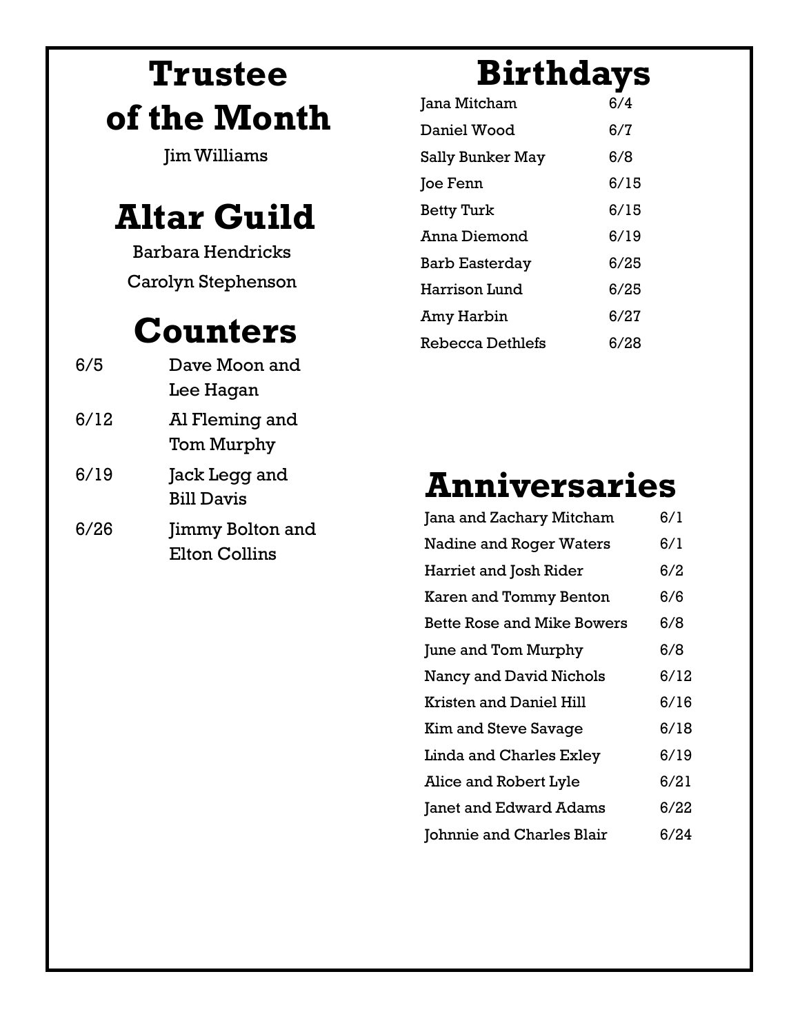# Trustee of the Month

Jim Williams

# Altar Guild

Barbara Hendricks

Carolyn Stephenson

# Counters

| | |
|---|---|
| 6/5 | Dave Moon and Lee Hagan |
| 6/12 | Al Fleming and Tom Murphy |
| 6/19 | Jack Legg and Bill Davis |
| 6/26 | Jimmy Bolton and Elton Collins |

# Birthdays

| | |
|---|---|
| Jana Mitcham | 6/4 |
| Daniel Wood | 6/7 |
| Sally Bunker May | 6/8 |
| Joe Fenn | 6/15 |
| Betty Turk | 6/15 |
| Anna Diemond | 6/19 |
| Barb Easterday | 6/25 |
| Harrison Lund | 6/25 |
| Amy Harbin | 6/27 |
| Rebecca Dethlefs | 6/28 |

# Anniversaries

| | |
|---|---|
| Jana and Zachary Mitcham | 6/1 |
| Nadine and Roger Waters | 6/1 |
| Harriet and Josh Rider | 6/2 |
| Karen and Tommy Benton | 6/6 |
| Bette Rose and Mike Bowers | 6/8 |
| June and Tom Murphy | 6/8 |
| Nancy and David Nichols | 6/12 |
| Kristen and Daniel Hill | 6/16 |
| Kim and Steve Savage | 6/18 |
| Linda and Charles Exley | 6/19 |
| Alice and Robert Lyle | 6/21 |
| Janet and Edward Adams | 6/22 |
| Johnnie and Charles Blair | 6/24 |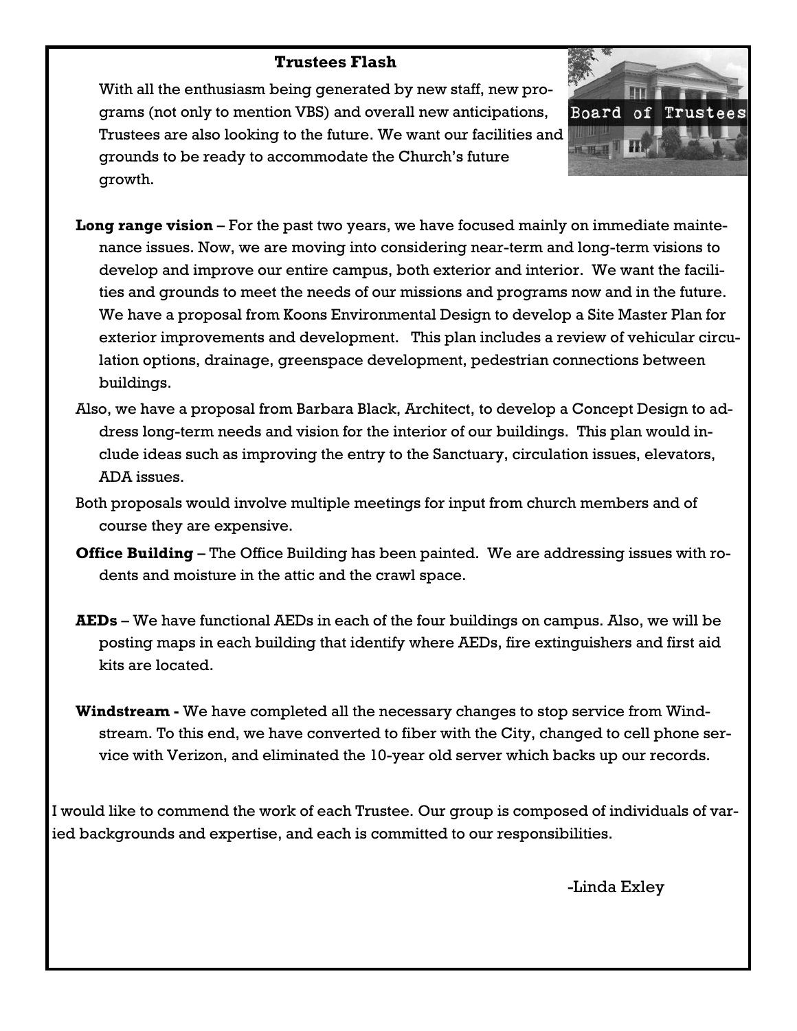## Trustees Flash

With all the enthusiasm being generated by new staff, new programs (not only to mention VBS) and overall new anticipations, Trustees are also looking to the future. We want our facilities and grounds to be ready to accommodate the Church's future growth.

**Long range vision** – For the past two years, we have focused mainly on immediate maintenance issues. Now, we are moving into considering near-term and long-term visions to develop and improve our entire campus, both exterior and interior. We want the facilities and grounds to meet the needs of our missions and programs now and in the future. We have a proposal from Koons Environmental Design to develop a Site Master Plan for exterior improvements and development. This plan includes a review of vehicular circulation options, drainage, greenspace development, pedestrian connections between buildings.

Also, we have a proposal from Barbara Black, Architect, to develop a Concept Design to address long-term needs and vision for the interior of our buildings. This plan would include ideas such as improving the entry to the Sanctuary, circulation issues, elevators, ADA issues.

Both proposals would involve multiple meetings for input from church members and of course they are expensive.

**Office Building** – The Office Building has been painted. We are addressing issues with rodents and moisture in the attic and the crawl space.

**AEDs** – We have functional AEDs in each of the four buildings on campus. Also, we will be posting maps in each building that identify where AEDs, fire extinguishers and first aid kits are located.

**Windstream -** We have completed all the necessary changes to stop service from Windstream. To this end, we have converted to fiber with the City, changed to cell phone service with Verizon, and eliminated the 10-year old server which backs up our records.

I would like to commend the work of each Trustee. Our group is composed of individuals of varied backgrounds and expertise, and each is committed to our responsibilities.

-Linda Exley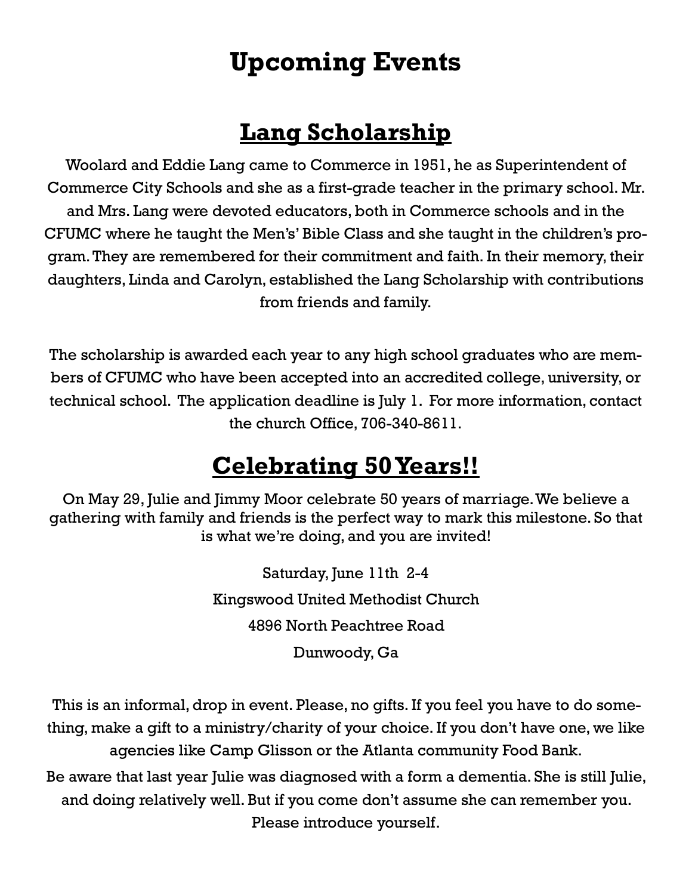# Upcoming Events

## Lang Scholarship

Woolard and Eddie Lang came to Commerce in 1951, he as Superintendent of Commerce City Schools and she as a first-grade teacher in the primary school. Mr. and Mrs. Lang were devoted educators, both in Commerce schools and in the CFUMC where he taught the Men's' Bible Class and she taught in the children's program. They are remembered for their commitment and faith. In their memory, their daughters, Linda and Carolyn, established the Lang Scholarship with contributions from friends and family.

The scholarship is awarded each year to any high school graduates who are members of CFUMC who have been accepted into an accredited college, university, or technical school. The application deadline is July 1. For more information, contact the church Office, 706-340-8611.

## Celebrating 50 Years!!

On May 29, Julie and Jimmy Moor celebrate 50 years of marriage. We believe a gathering with family and friends is the perfect way to mark this milestone. So that is what we're doing, and you are invited!

Saturday, June 11th 2-4

Kingswood United Methodist Church

4896 North Peachtree Road

Dunwoody, Ga

This is an informal, drop in event. Please, no gifts. If you feel you have to do something, make a gift to a ministry/charity of your choice. If you don't have one, we like agencies like Camp Glisson or the Atlanta community Food Bank.

Be aware that last year Julie was diagnosed with a form a dementia. She is still Julie, and doing relatively well. But if you come don't assume she can remember you. Please introduce yourself.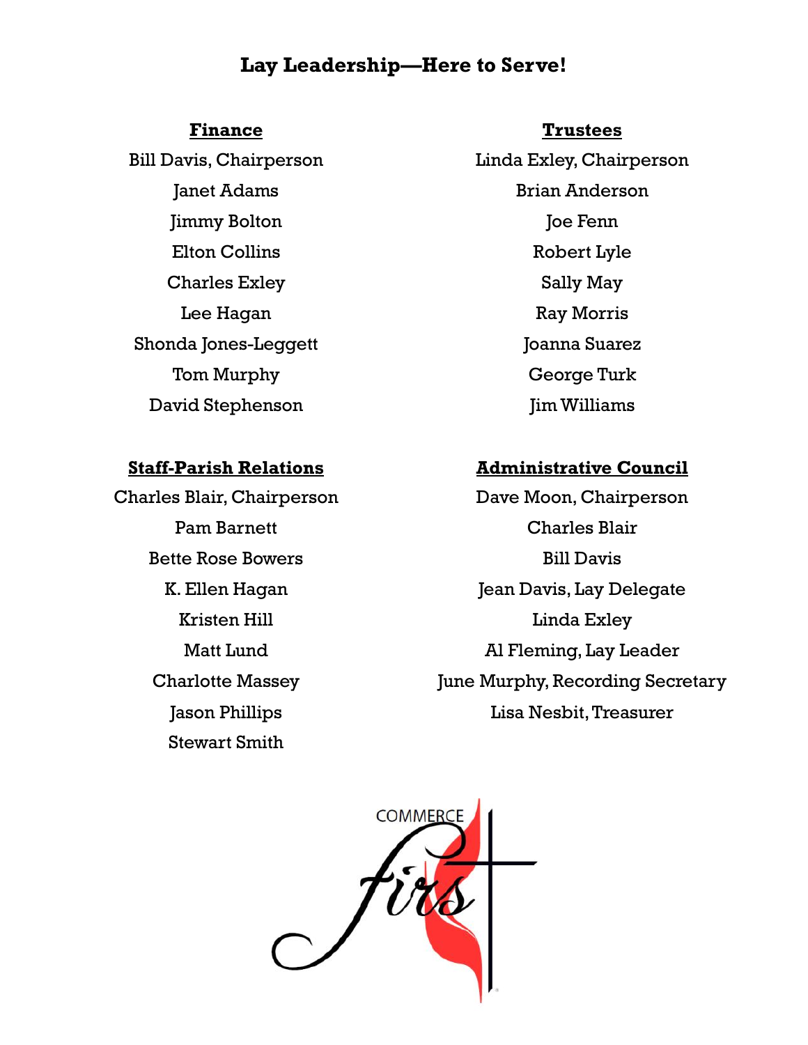# Lay Leadership—Here to Serve!

## Finance

Bill Davis, Chairperson
Janet Adams
Jimmy Bolton
Elton Collins
Charles Exley
Lee Hagan
Shonda Jones-Leggett
Tom Murphy
David Stephenson

## Trustees

Linda Exley, Chairperson
Brian Anderson
Joe Fenn
Robert Lyle
Sally May
Ray Morris
Joanna Suarez
George Turk
Jim Williams

## Staff-Parish Relations

Charles Blair, Chairperson
Pam Barnett
Bette Rose Bowers
K. Ellen Hagan
Kristen Hill
Matt Lund
Charlotte Massey
Jason Phillips
Stewart Smith

## Administrative Council

Dave Moon, Chairperson
Charles Blair
Bill Davis
Jean Davis, Lay Delegate
Linda Exley
Al Fleming, Lay Leader
June Murphy, Recording Secretary
Lisa Nesbit, Treasurer

COMMERCE first